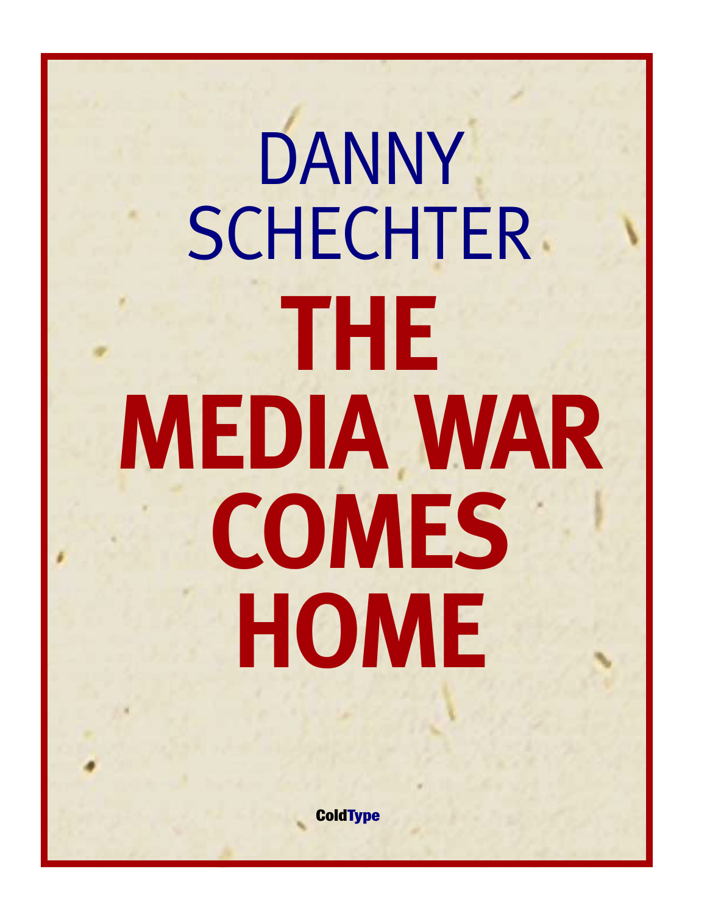DANNY SCHECHTER

# THE MEDIA WAR COMES HOME

ColdType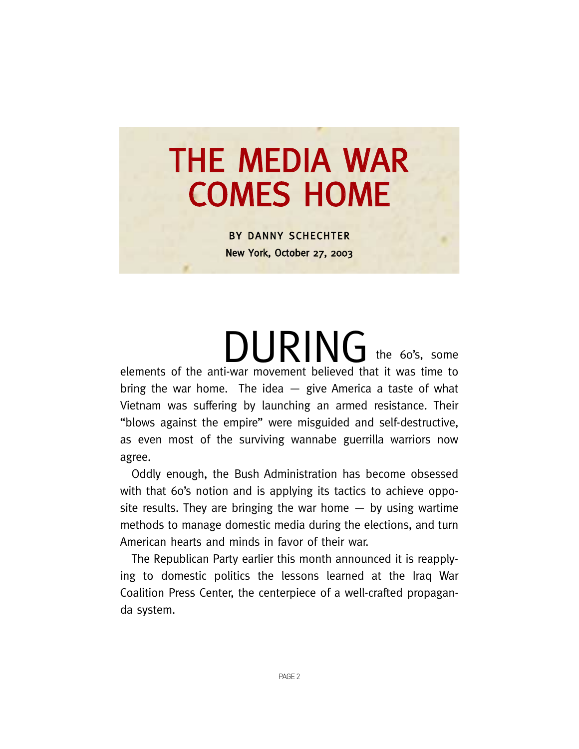# THE MEDIA WAR COMES HOME

**BY DANNY SCHECHTER**

**New York, October 27, 2003**

DURING the 60's, some elements of the anti-war movement believed that it was time to bring the war home. The idea — give America a taste of what Vietnam was suffering by launching an armed resistance. Their "blows against the empire" were misguided and self-destructive, as even most of the surviving wannabe guerrilla warriors now agree.

Oddly enough, the Bush Administration has become obsessed with that 60's notion and is applying its tactics to achieve opposite results. They are bringing the war home — by using wartime methods to manage domestic media during the elections, and turn American hearts and minds in favor of their war.

The Republican Party earlier this month announced it is reapplying to domestic politics the lessons learned at the Iraq War Coalition Press Center, the centerpiece of a well-crafted propaganda system.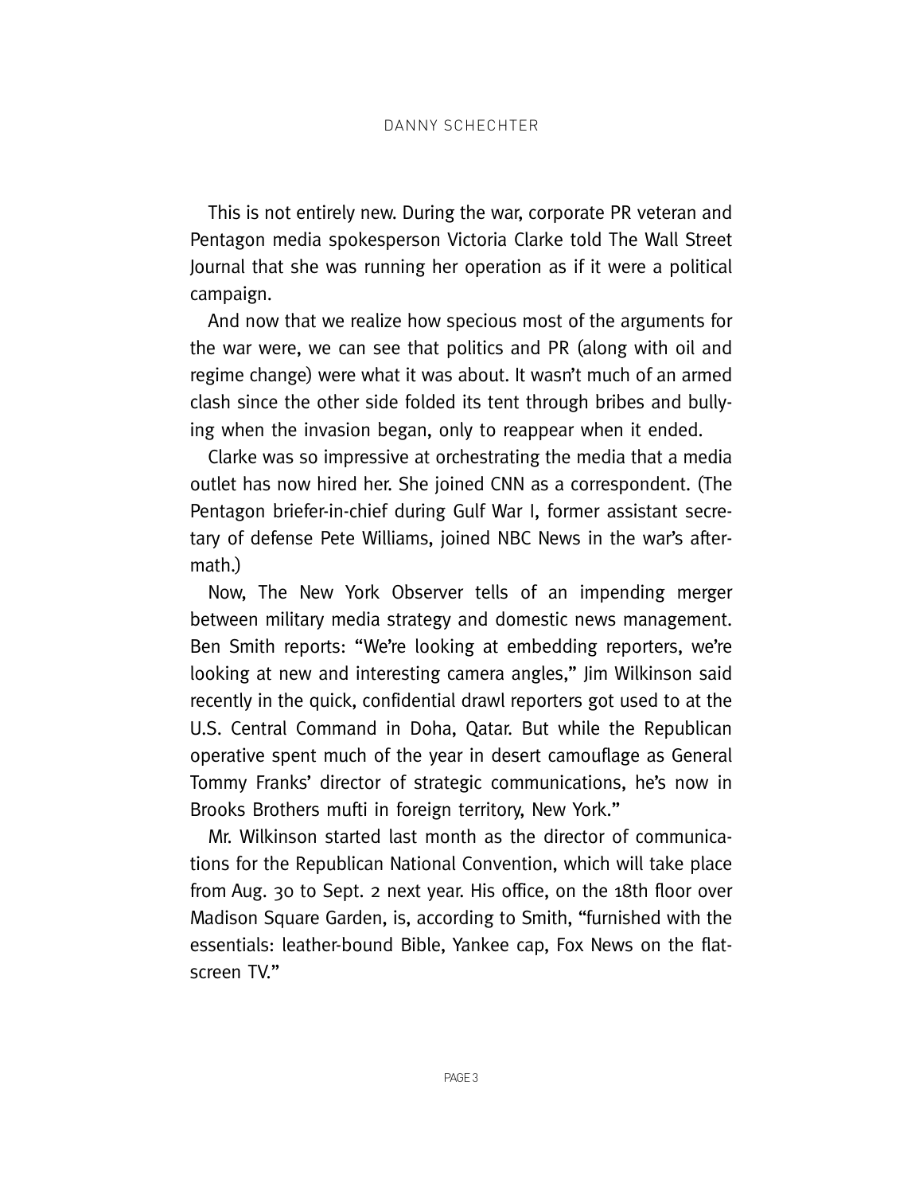This is not entirely new. During the war, corporate PR veteran and Pentagon media spokesperson Victoria Clarke told The Wall Street Journal that she was running her operation as if it were a political campaign.

And now that we realize how specious most of the arguments for the war were, we can see that politics and PR (along with oil and regime change) were what it was about. It wasn't much of an armed clash since the other side folded its tent through bribes and bullying when the invasion began, only to reappear when it ended.

Clarke was so impressive at orchestrating the media that a media outlet has now hired her. She joined CNN as a correspondent. (The Pentagon briefer-in-chief during Gulf War I, former assistant secretary of defense Pete Williams, joined NBC News in the war's aftermath.)

Now, The New York Observer tells of an impending merger between military media strategy and domestic news management. Ben Smith reports: "We're looking at embedding reporters, we're looking at new and interesting camera angles," Jim Wilkinson said recently in the quick, confidential drawl reporters got used to at the U.S. Central Command in Doha, Qatar. But while the Republican operative spent much of the year in desert camouflage as General Tommy Franks' director of strategic communications, he's now in Brooks Brothers mufti in foreign territory, New York."

Mr. Wilkinson started last month as the director of communications for the Republican National Convention, which will take place from Aug. 30 to Sept. 2 next year. His office, on the 18th floor over Madison Square Garden, is, according to Smith, "furnished with the essentials: leather-bound Bible, Yankee cap, Fox News on the flat-screen TV."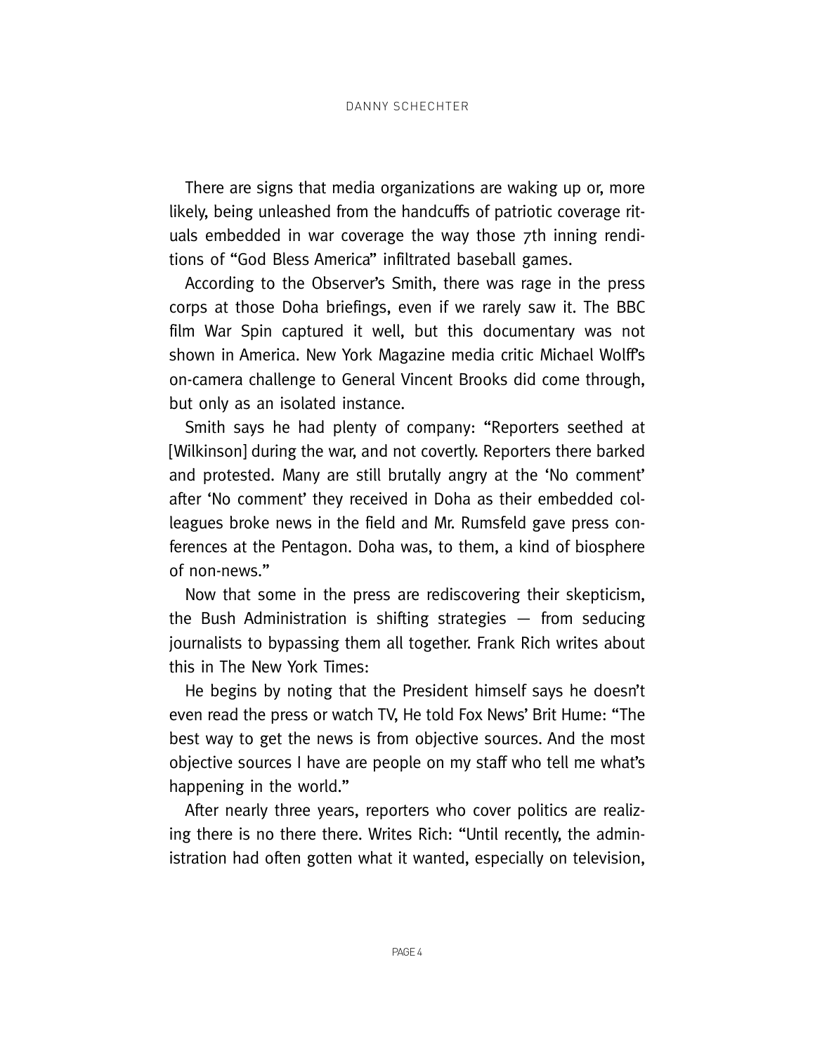There are signs that media organizations are waking up or, more likely, being unleashed from the handcuffs of patriotic coverage rituals embedded in war coverage the way those 7th inning renditions of "God Bless America" infiltrated baseball games.

According to the Observer's Smith, there was rage in the press corps at those Doha briefings, even if we rarely saw it. The BBC film War Spin captured it well, but this documentary was not shown in America. New York Magazine media critic Michael Wolff's on-camera challenge to General Vincent Brooks did come through, but only as an isolated instance.

Smith says he had plenty of company: "Reporters seethed at [Wilkinson] during the war, and not covertly. Reporters there barked and protested. Many are still brutally angry at the 'No comment' after 'No comment' they received in Doha as their embedded colleagues broke news in the field and Mr. Rumsfeld gave press conferences at the Pentagon. Doha was, to them, a kind of biosphere of non-news."

Now that some in the press are rediscovering their skepticism, the Bush Administration is shifting strategies — from seducing journalists to bypassing them all together. Frank Rich writes about this in The New York Times:

He begins by noting that the President himself says he doesn't even read the press or watch TV, He told Fox News' Brit Hume: "The best way to get the news is from objective sources. And the most objective sources I have are people on my staff who tell me what's happening in the world."

After nearly three years, reporters who cover politics are realizing there is no there there. Writes Rich: "Until recently, the administration had often gotten what it wanted, especially on television,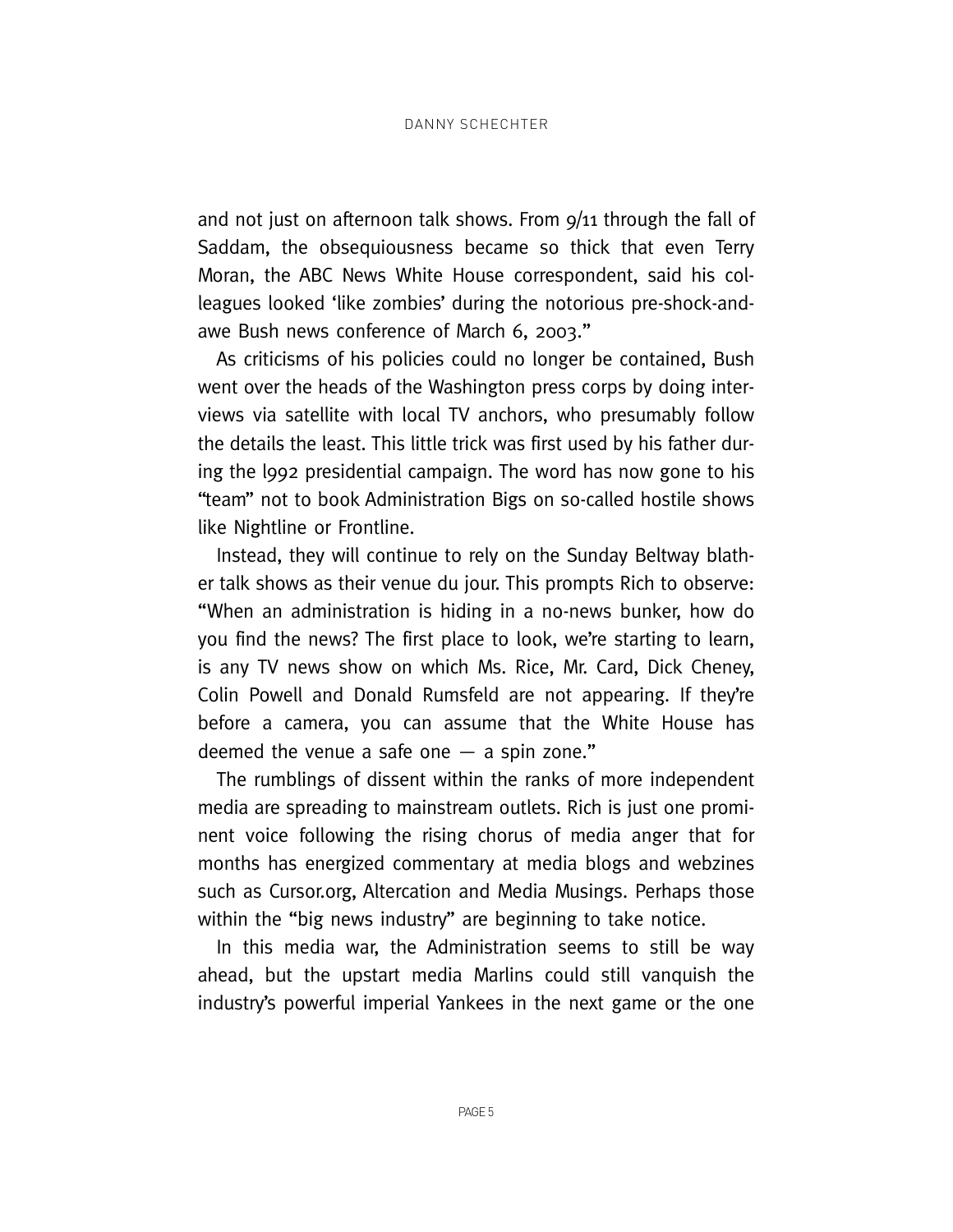and not just on afternoon talk shows. From 9/11 through the fall of Saddam, the obsequiousness became so thick that even Terry Moran, the ABC News White House correspondent, said his colleagues looked 'like zombies' during the notorious pre-shock-and-awe Bush news conference of March 6, 2003."

As criticisms of his policies could no longer be contained, Bush went over the heads of the Washington press corps by doing interviews via satellite with local TV anchors, who presumably follow the details the least. This little trick was first used by his father during the l992 presidential campaign. The word has now gone to his "team" not to book Administration Bigs on so-called hostile shows like Nightline or Frontline.

Instead, they will continue to rely on the Sunday Beltway blather talk shows as their venue du jour. This prompts Rich to observe: "When an administration is hiding in a no-news bunker, how do you find the news? The first place to look, we're starting to learn, is any TV news show on which Ms. Rice, Mr. Card, Dick Cheney, Colin Powell and Donald Rumsfeld are not appearing. If they're before a camera, you can assume that the White House has deemed the venue a safe one — a spin zone."

The rumblings of dissent within the ranks of more independent media are spreading to mainstream outlets. Rich is just one prominent voice following the rising chorus of media anger that for months has energized commentary at media blogs and webzines such as Cursor.org, Altercation and Media Musings. Perhaps those within the "big news industry" are beginning to take notice.

In this media war, the Administration seems to still be way ahead, but the upstart media Marlins could still vanquish the industry's powerful imperial Yankees in the next game or the one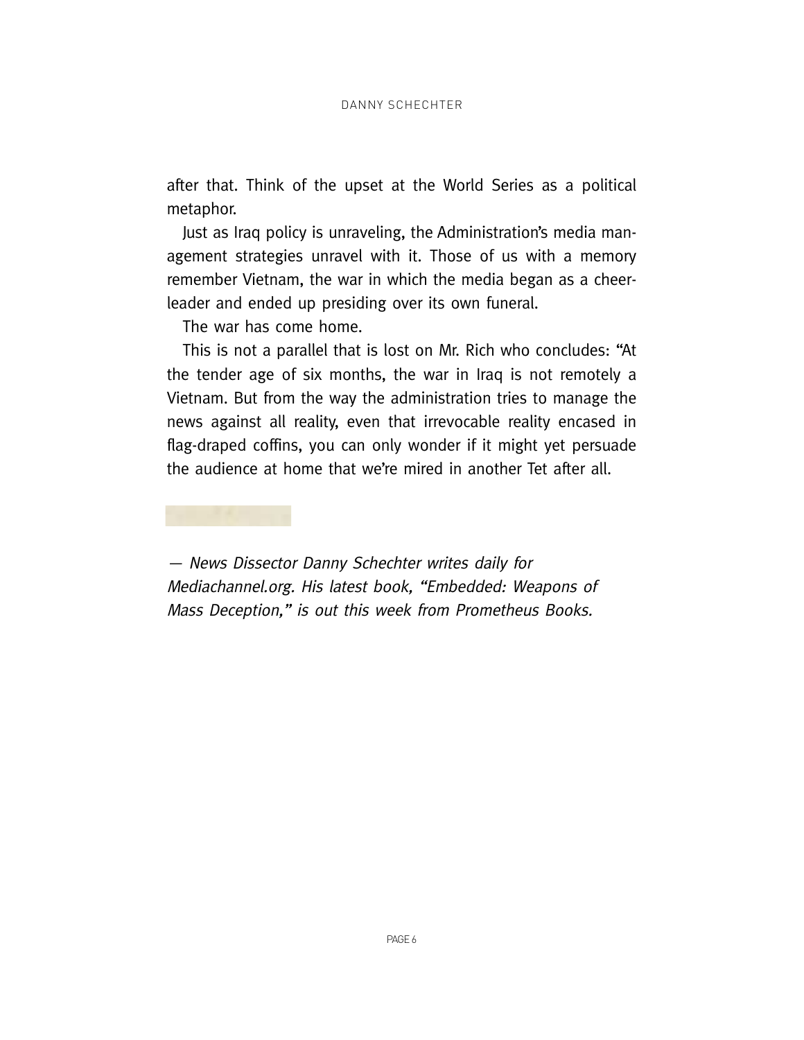after that. Think of the upset at the World Series as a political metaphor.

Just as Iraq policy is unraveling, the Administration's media management strategies unravel with it. Those of us with a memory remember Vietnam, the war in which the media began as a cheerleader and ended up presiding over its own funeral.

The war has come home.

This is not a parallel that is lost on Mr. Rich who concludes: "At the tender age of six months, the war in Iraq is not remotely a Vietnam. But from the way the administration tries to manage the news against all reality, even that irrevocable reality encased in flag-draped coffins, you can only wonder if it might yet persuade the audience at home that we're mired in another Tet after all.

*— News Dissector Danny Schechter writes daily for Mediachannel.org. His latest book, "Embedded: Weapons of Mass Deception," is out this week from Prometheus Books.*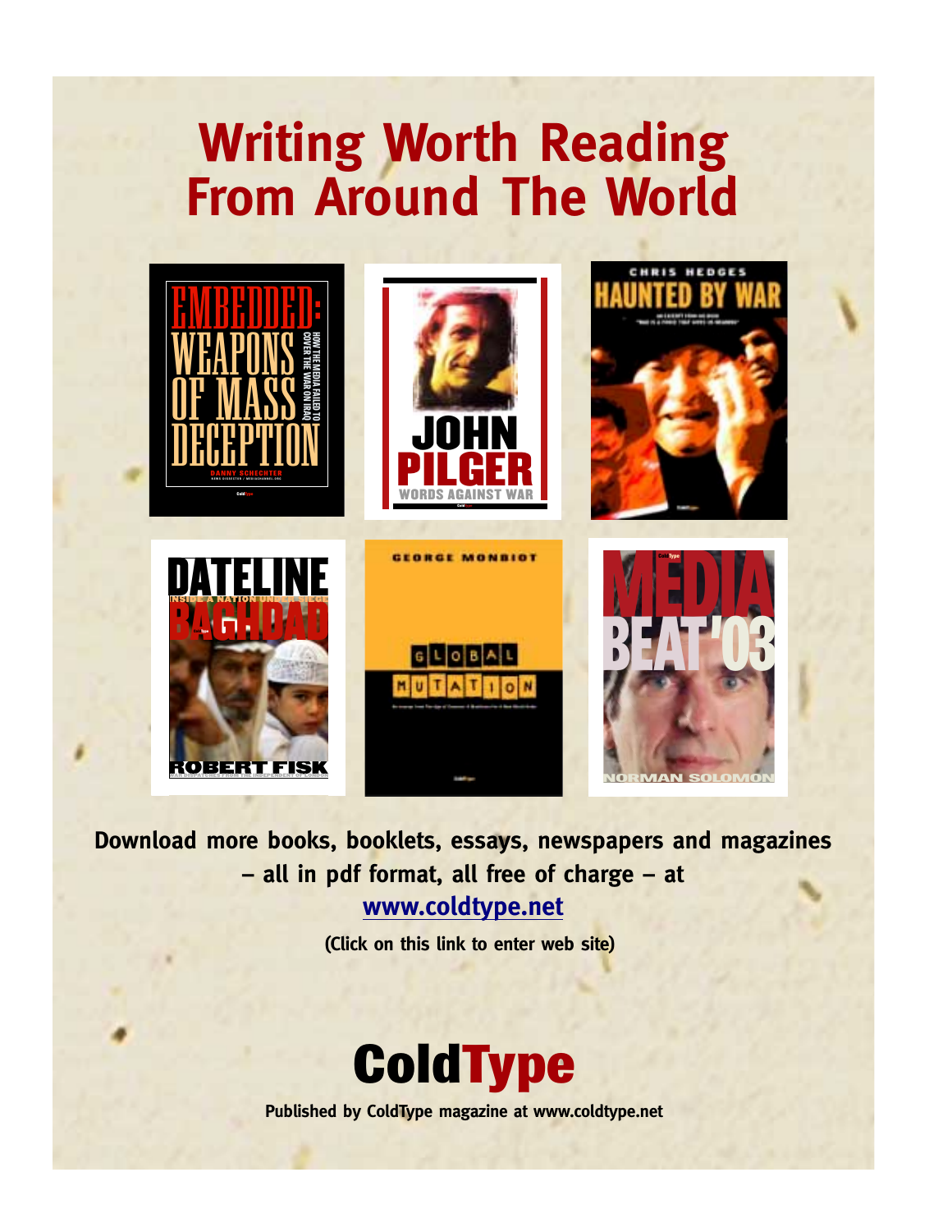# Writing Worth Reading From Around The World

**Download more books, booklets, essays, newspapers and magazines – all in pdf format, all free of charge – at**

**www.coldtype.net**

**(Click on this link to enter web site)**

**ColdType**

**Published by ColdType magazine at www.coldtype.net**